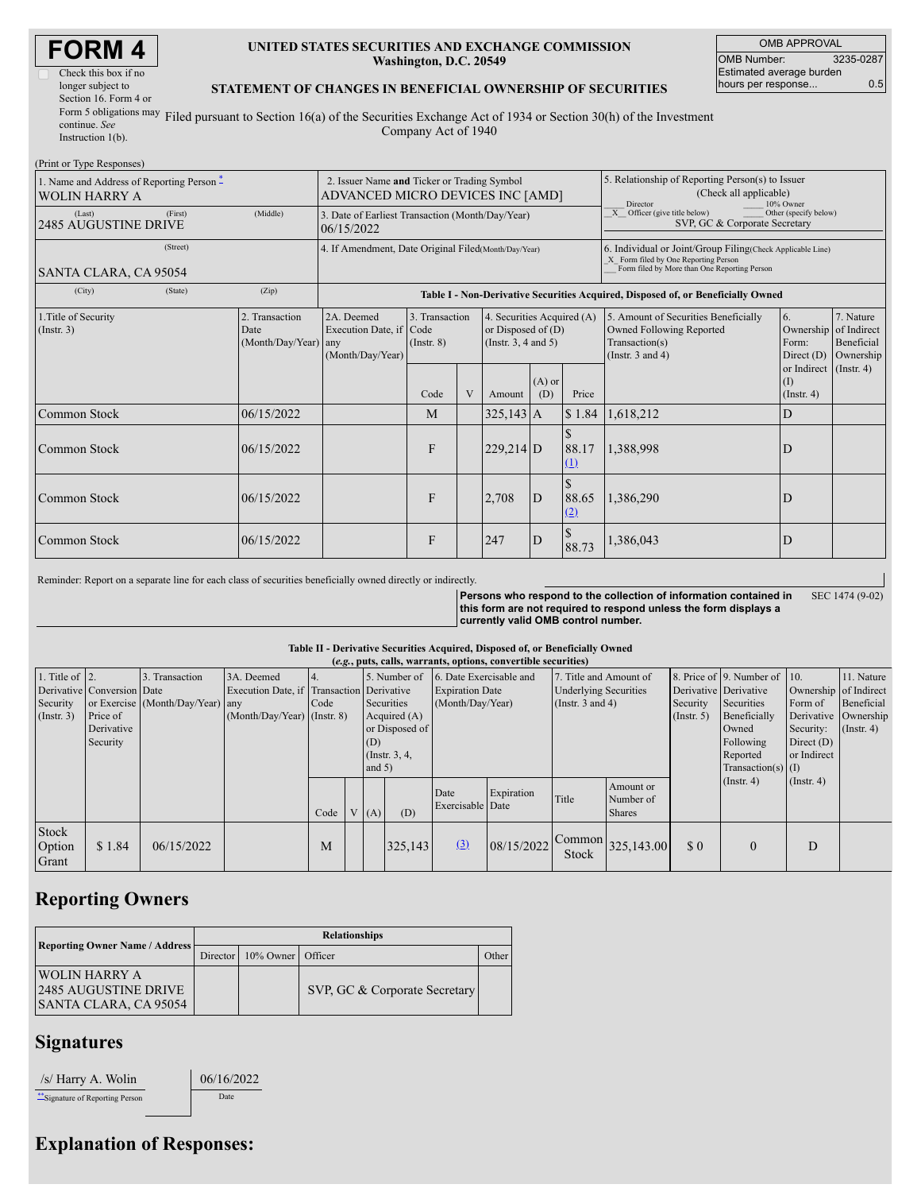# FORM 4

☐ Check this box if no longer subject to Section 16. Form 4 or Form 5 obligations may continue. *See* Instruction 1(b).

**UNITED STATES SECURITIES AND EXCHANGE COMMISSION**
**Washington, D.C. 20549**

**STATEMENT OF CHANGES IN BENEFICIAL OWNERSHIP OF SECURITIES**

Filed pursuant to Section 16(a) of the Securities Exchange Act of 1934 or Section 30(h) of the Investment Company Act of 1940

| OMB APPROVAL | |
|---|---|
| OMB Number: | 3235-0287 |
| Estimated average burden hours per response... | 0.5 |

(Print or Type Responses)

| 1. Name and Address of Reporting Person * | 2. Issuer Name and Ticker or Trading Symbol | 5. Relationship of Reporting Person(s) to Issuer (Check all applicable) |
|---|---|---|
| WOLIN HARRY A | ADVANCED MICRO DEVICES INC [AMD] | ___ Director ___ 10% Owner _X_ Officer (give title below) ___ Other (specify below) |
| (Last) (First) (Middle) 2485 AUGUSTINE DRIVE | 3. Date of Earliest Transaction (Month/Day/Year) 06/15/2022 | SVP, GC & Corporate Secretary |
| (Street) SANTA CLARA, CA 95054 | 4. If Amendment, Date Original Filed (Month/Day/Year) | 6. Individual or Joint/Group Filing (Check Applicable Line) _X_ Form filed by One Reporting Person ___ Form filed by More than One Reporting Person |
| (City) (State) (Zip) | | |

**Table I - Non-Derivative Securities Acquired, Disposed of, or Beneficially Owned**

| 1.Title of Security (Instr. 3) | 2. Transaction Date (Month/Day/Year) | 2A. Deemed Execution Date, if any (Month/Day/Year) | 3. Transaction Code (Instr. 8) | | 4. Securities Acquired (A) or Disposed of (D) (Instr. 3, 4 and 5) | | | 5. Amount of Securities Beneficially Owned Following Reported Transaction(s) (Instr. 3 and 4) | 6. Ownership Form: Direct (D) or Indirect (I) (Instr. 4) | 7. Nature of Indirect Beneficial Ownership (Instr. 4) |
|---|---|---|---|---|---|---|---|---|---|---|
| | | | Code | V | Amount | (A) or (D) | Price | | | |
| Common Stock | 06/15/2022 | | M | | 325,143 | A | $ 1.84 | 1,618,212 | D | |
| Common Stock | 06/15/2022 | | F | | 229,214 | D | $ 88.17 (1) | 1,388,998 | D | |
| Common Stock | 06/15/2022 | | F | | 2,708 | D | $ 88.65 (2) | 1,386,290 | D | |
| Common Stock | 06/15/2022 | | F | | 247 | D | $ 88.73 | 1,386,043 | D | |

Reminder: Report on a separate line for each class of securities beneficially owned directly or indirectly.

**Persons who respond to the collection of information contained in this form are not required to respond unless the form displays a currently valid OMB control number.**

SEC 1474 (9-02)

**Table II - Derivative Securities Acquired, Disposed of, or Beneficially Owned**
***(e.g., puts, calls, warrants, options, convertible securities)***

| 1. Title of Derivative Security (Instr. 3) | 2. Conversion or Exercise Price of Derivative Security | 3. Transaction Date (Month/Day/Year) | 3A. Deemed Execution Date, if any (Month/Day/Year) | 4. Transaction Code (Instr. 8) | | 5. Number of Derivative Securities Acquired (A) or Disposed of (D) (Instr. 3, 4, and 5) | | 6. Date Exercisable and Expiration Date (Month/Day/Year) | | 7. Title and Amount of Underlying Securities (Instr. 3 and 4) | | 8. Price of Derivative Security (Instr. 5) | 9. Number of Derivative Securities Beneficially Owned Following Reported Transaction(s) (Instr. 4) | 10. Ownership Form of Derivative Security: Direct (D) or Indirect (I) (Instr. 4) | 11. Nature of Indirect Beneficial Ownership (Instr. 4) |
|---|---|---|---|---|---|---|---|---|---|---|---|---|---|---|---|
| | | | | Code | V | (A) | (D) | Date Exercisable | Expiration Date | Title | Amount or Number of Shares | | | | |
| Stock Option Grant | $ 1.84 | 06/15/2022 | | M | | | 325,143 | (3) | 08/15/2022 | Common Stock | 325,143.00 | $ 0 | 0 | D | |

## Reporting Owners

| Reporting Owner Name / Address | Relationships | | | |
|---|---|---|---|---|
| | Director | 10% Owner | Officer | Other |
| WOLIN HARRY A 2485 AUGUSTINE DRIVE SANTA CLARA, CA 95054 | | | SVP, GC & Corporate Secretary | |

## Signatures

| /s/ Harry A. Wolin | 06/16/2022 |
|---|---|
| **Signature of Reporting Person | Date |

## Explanation of Responses: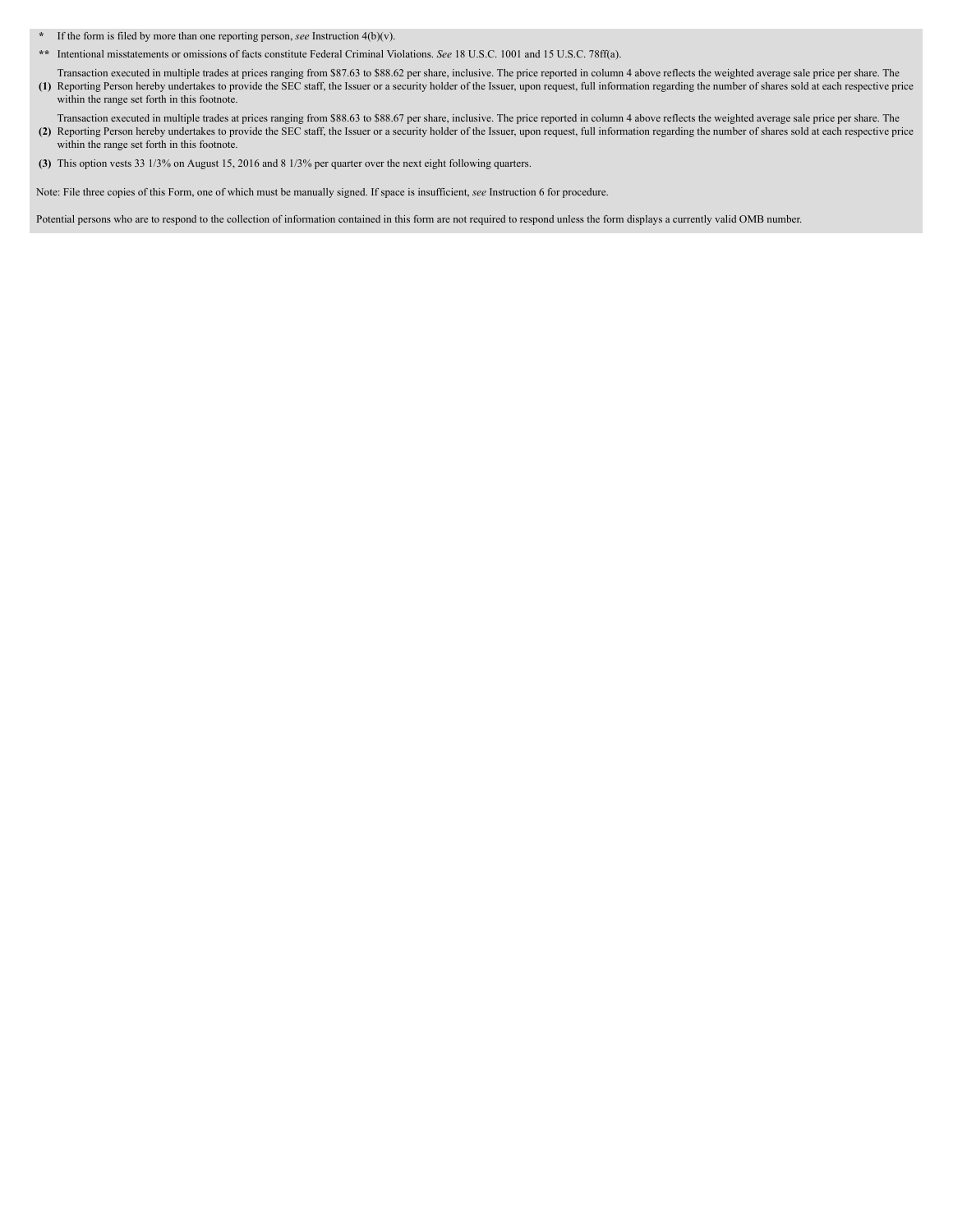\* If the form is filed by more than one reporting person, *see* Instruction 4(b)(v).

\*\* Intentional misstatements or omissions of facts constitute Federal Criminal Violations. *See* 18 U.S.C. 1001 and 15 U.S.C. 78ff(a).

**(1)** Transaction executed in multiple trades at prices ranging from $87.63 to $88.62 per share, inclusive. The price reported in column 4 above reflects the weighted average sale price per share. The Reporting Person hereby undertakes to provide the SEC staff, the Issuer or a security holder of the Issuer, upon request, full information regarding the number of shares sold at each respective price within the range set forth in this footnote.

**(2)** Transaction executed in multiple trades at prices ranging from $88.63 to $88.67 per share, inclusive. The price reported in column 4 above reflects the weighted average sale price per share. The Reporting Person hereby undertakes to provide the SEC staff, the Issuer or a security holder of the Issuer, upon request, full information regarding the number of shares sold at each respective price within the range set forth in this footnote.

**(3)** This option vests 33 1/3% on August 15, 2016 and 8 1/3% per quarter over the next eight following quarters.

Note: File three copies of this Form, one of which must be manually signed. If space is insufficient, *see* Instruction 6 for procedure.

Potential persons who are to respond to the collection of information contained in this form are not required to respond unless the form displays a currently valid OMB number.